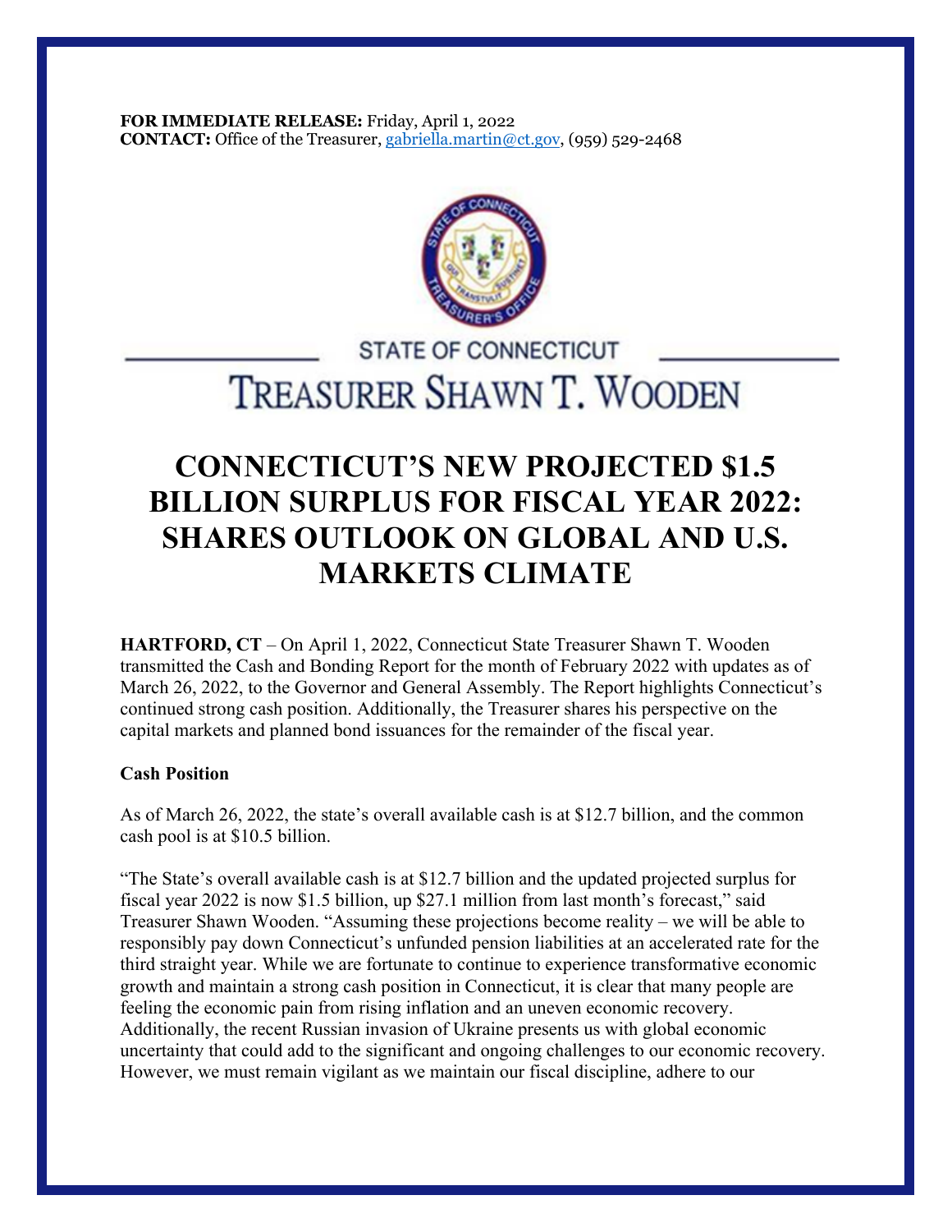**FOR IMMEDIATE RELEASE:** Friday, April 1, 2022
**CONTACT:** Office of the Treasurer, gabriella.martin@ct.gov, (959) 529-2468

STATE OF CONNECTICUT

TREASURER SHAWN T. WOODEN

# CONNECTICUT'S NEW PROJECTED $1.5 BILLION SURPLUS FOR FISCAL YEAR 2022: SHARES OUTLOOK ON GLOBAL AND U.S. MARKETS CLIMATE

**HARTFORD, CT** – On April 1, 2022, Connecticut State Treasurer Shawn T. Wooden transmitted the Cash and Bonding Report for the month of February 2022 with updates as of March 26, 2022, to the Governor and General Assembly. The Report highlights Connecticut's continued strong cash position. Additionally, the Treasurer shares his perspective on the capital markets and planned bond issuances for the remainder of the fiscal year.

**Cash Position**

As of March 26, 2022, the state's overall available cash is at $12.7 billion, and the common cash pool is at $10.5 billion.

"The State's overall available cash is at $12.7 billion and the updated projected surplus for fiscal year 2022 is now $1.5 billion, up $27.1 million from last month's forecast," said Treasurer Shawn Wooden. "Assuming these projections become reality – we will be able to responsibly pay down Connecticut's unfunded pension liabilities at an accelerated rate for the third straight year. While we are fortunate to continue to experience transformative economic growth and maintain a strong cash position in Connecticut, it is clear that many people are feeling the economic pain from rising inflation and an uneven economic recovery. Additionally, the recent Russian invasion of Ukraine presents us with global economic uncertainty that could add to the significant and ongoing challenges to our economic recovery. However, we must remain vigilant as we maintain our fiscal discipline, adhere to our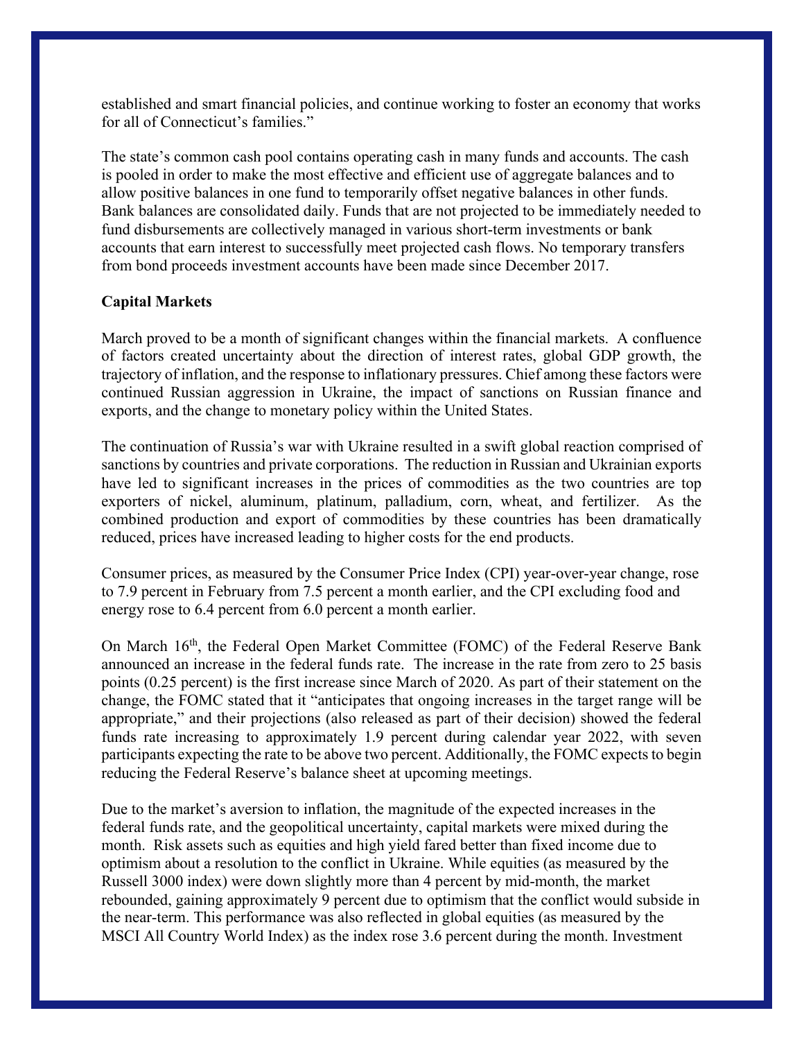established and smart financial policies, and continue working to foster an economy that works for all of Connecticut's families."

The state's common cash pool contains operating cash in many funds and accounts. The cash is pooled in order to make the most effective and efficient use of aggregate balances and to allow positive balances in one fund to temporarily offset negative balances in other funds. Bank balances are consolidated daily. Funds that are not projected to be immediately needed to fund disbursements are collectively managed in various short-term investments or bank accounts that earn interest to successfully meet projected cash flows. No temporary transfers from bond proceeds investment accounts have been made since December 2017.

**Capital Markets**

March proved to be a month of significant changes within the financial markets. A confluence of factors created uncertainty about the direction of interest rates, global GDP growth, the trajectory of inflation, and the response to inflationary pressures. Chief among these factors were continued Russian aggression in Ukraine, the impact of sanctions on Russian finance and exports, and the change to monetary policy within the United States.

The continuation of Russia's war with Ukraine resulted in a swift global reaction comprised of sanctions by countries and private corporations. The reduction in Russian and Ukrainian exports have led to significant increases in the prices of commodities as the two countries are top exporters of nickel, aluminum, platinum, palladium, corn, wheat, and fertilizer. As the combined production and export of commodities by these countries has been dramatically reduced, prices have increased leading to higher costs for the end products.

Consumer prices, as measured by the Consumer Price Index (CPI) year-over-year change, rose to 7.9 percent in February from 7.5 percent a month earlier, and the CPI excluding food and energy rose to 6.4 percent from 6.0 percent a month earlier.

On March 16th, the Federal Open Market Committee (FOMC) of the Federal Reserve Bank announced an increase in the federal funds rate. The increase in the rate from zero to 25 basis points (0.25 percent) is the first increase since March of 2020. As part of their statement on the change, the FOMC stated that it "anticipates that ongoing increases in the target range will be appropriate," and their projections (also released as part of their decision) showed the federal funds rate increasing to approximately 1.9 percent during calendar year 2022, with seven participants expecting the rate to be above two percent. Additionally, the FOMC expects to begin reducing the Federal Reserve's balance sheet at upcoming meetings.

Due to the market's aversion to inflation, the magnitude of the expected increases in the federal funds rate, and the geopolitical uncertainty, capital markets were mixed during the month. Risk assets such as equities and high yield fared better than fixed income due to optimism about a resolution to the conflict in Ukraine. While equities (as measured by the Russell 3000 index) were down slightly more than 4 percent by mid-month, the market rebounded, gaining approximately 9 percent due to optimism that the conflict would subside in the near-term. This performance was also reflected in global equities (as measured by the MSCI All Country World Index) as the index rose 3.6 percent during the month. Investment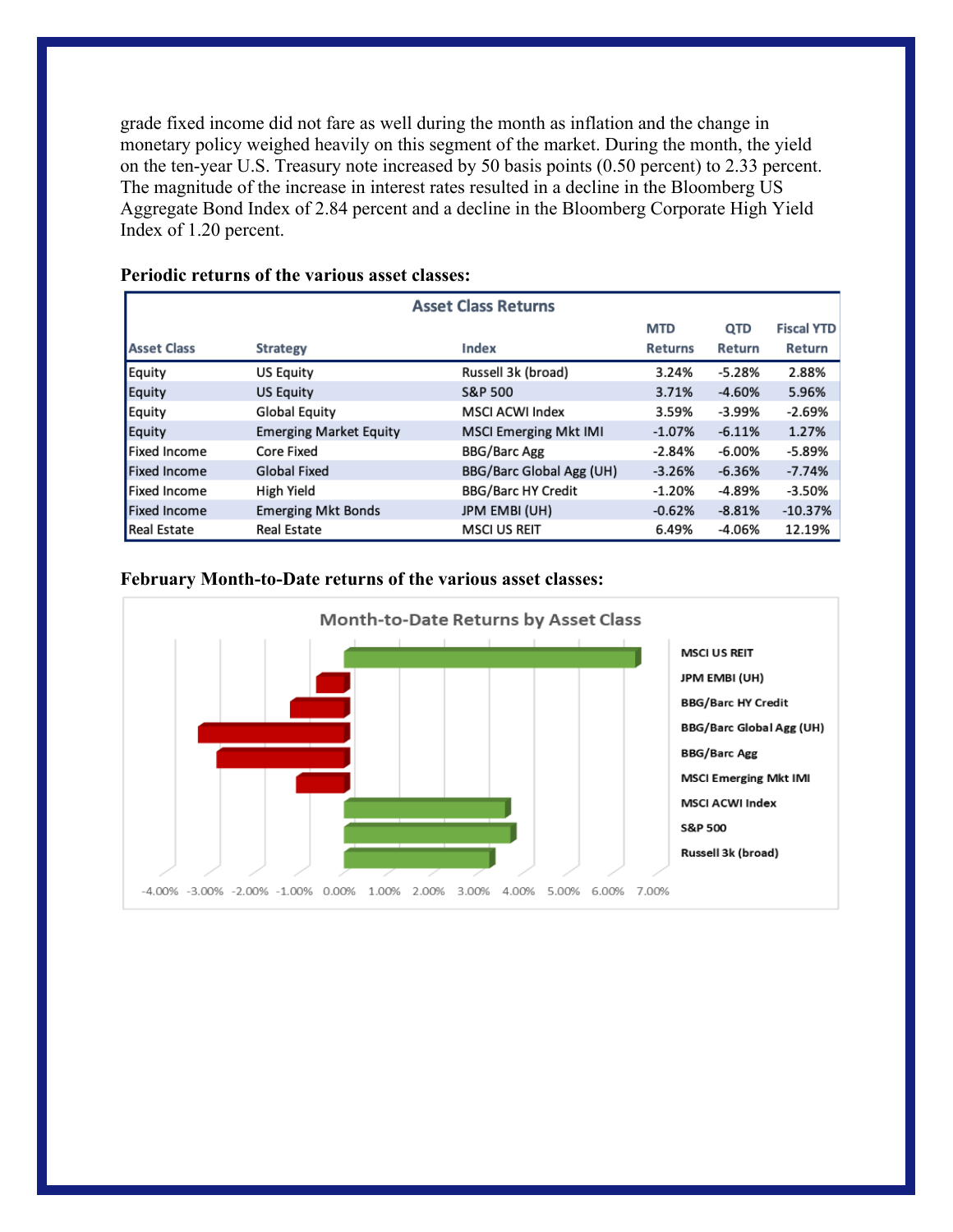grade fixed income did not fare as well during the month as inflation and the change in monetary policy weighed heavily on this segment of the market. During the month, the yield on the ten-year U.S. Treasury note increased by 50 basis points (0.50 percent) to 2.33 percent. The magnitude of the increase in interest rates resulted in a decline in the Bloomberg US Aggregate Bond Index of 2.84 percent and a decline in the Bloomberg Corporate High Yield Index of 1.20 percent.

**Periodic returns of the various asset classes:**

| Asset Class Returns | | | | | |
|---|---|---|---|---|---|
| Asset Class | Strategy | Index | MTD Returns | QTD Return | Fiscal YTD Return |
| Equity | US Equity | Russell 3k (broad) | 3.24% | -5.28% | 2.88% |
| Equity | US Equity | S&P 500 | 3.71% | -4.60% | 5.96% |
| Equity | Global Equity | MSCI ACWI Index | 3.59% | -3.99% | -2.69% |
| Equity | Emerging Market Equity | MSCI Emerging Mkt IMI | -1.07% | -6.11% | 1.27% |
| Fixed Income | Core Fixed | BBG/Barc Agg | -2.84% | -6.00% | -5.89% |
| Fixed Income | Global Fixed | BBG/Barc Global Agg (UH) | -3.26% | -6.36% | -7.74% |
| Fixed Income | High Yield | BBG/Barc HY Credit | -1.20% | -4.89% | -3.50% |
| Fixed Income | Emerging Mkt Bonds | JPM EMBI (UH) | -0.62% | -8.81% | -10.37% |
| Real Estate | Real Estate | MSCI US REIT | 6.49% | -4.06% | 12.19% |

**February Month-to-Date returns of the various asset classes:**

Month-to-Date Returns by Asset Class

| Index | MTD Return |
|---|---|
| MSCI US REIT | 6.49% |
| JPM EMBI (UH) | -0.62% |
| BBG/Barc HY Credit | -1.20% |
| BBG/Barc Global Agg (UH) | -3.26% |
| BBG/Barc Agg | -2.84% |
| MSCI Emerging Mkt IMI | -1.07% |
| MSCI ACWI Index | 3.59% |
| S&P 500 | 3.71% |
| Russell 3k (broad) | 3.24% |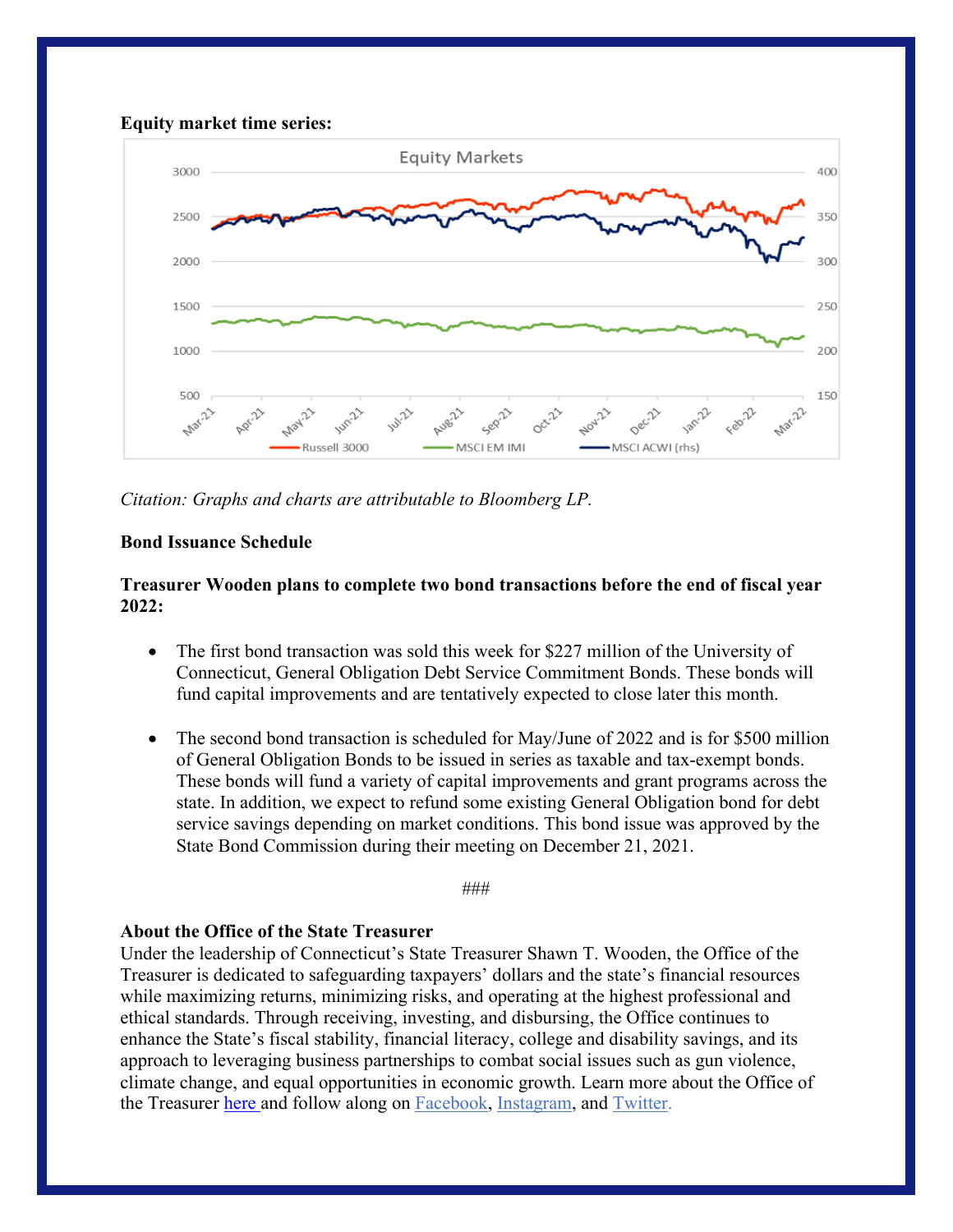**Equity market time series:**

*Citation: Graphs and charts are attributable to Bloomberg LP.*

**Bond Issuance Schedule**

**Treasurer Wooden plans to complete two bond transactions before the end of fiscal year 2022:**

- The first bond transaction was sold this week for $227 million of the University of Connecticut, General Obligation Debt Service Commitment Bonds. These bonds will fund capital improvements and are tentatively expected to close later this month.

- The second bond transaction is scheduled for May/June of 2022 and is for $500 million of General Obligation Bonds to be issued in series as taxable and tax-exempt bonds. These bonds will fund a variety of capital improvements and grant programs across the state. In addition, we expect to refund some existing General Obligation bond for debt service savings depending on market conditions. This bond issue was approved by the State Bond Commission during their meeting on December 21, 2021.

###

**About the Office of the State Treasurer**

Under the leadership of Connecticut's State Treasurer Shawn T. Wooden, the Office of the Treasurer is dedicated to safeguarding taxpayers' dollars and the state's financial resources while maximizing returns, minimizing risks, and operating at the highest professional and ethical standards. Through receiving, investing, and disbursing, the Office continues to enhance the State's fiscal stability, financial literacy, college and disability savings, and its approach to leveraging business partnerships to combat social issues such as gun violence, climate change, and equal opportunities in economic growth. Learn more about the Office of the Treasurer here and follow along on Facebook, Instagram, and Twitter.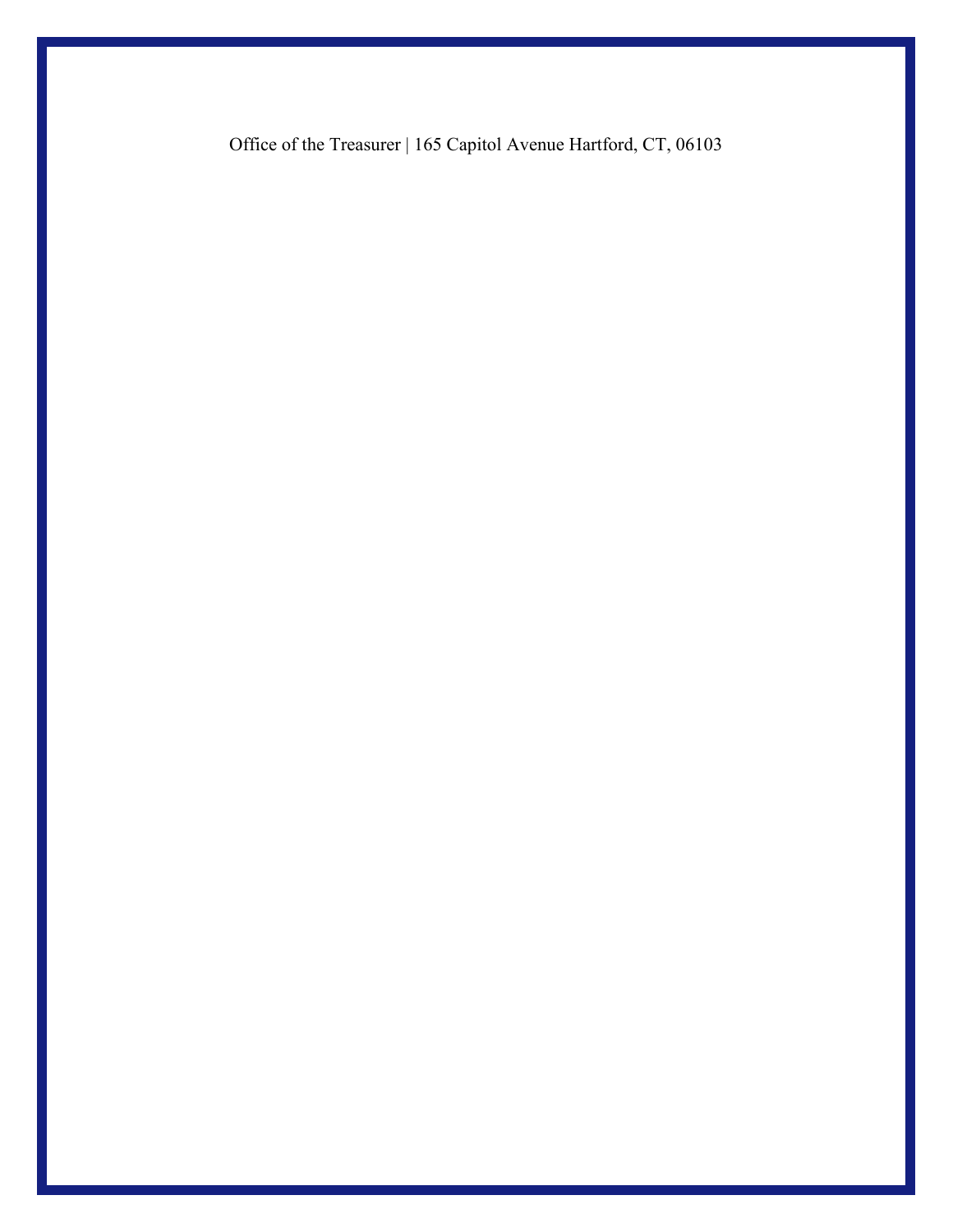Office of the Treasurer | 165 Capitol Avenue Hartford, CT, 06103